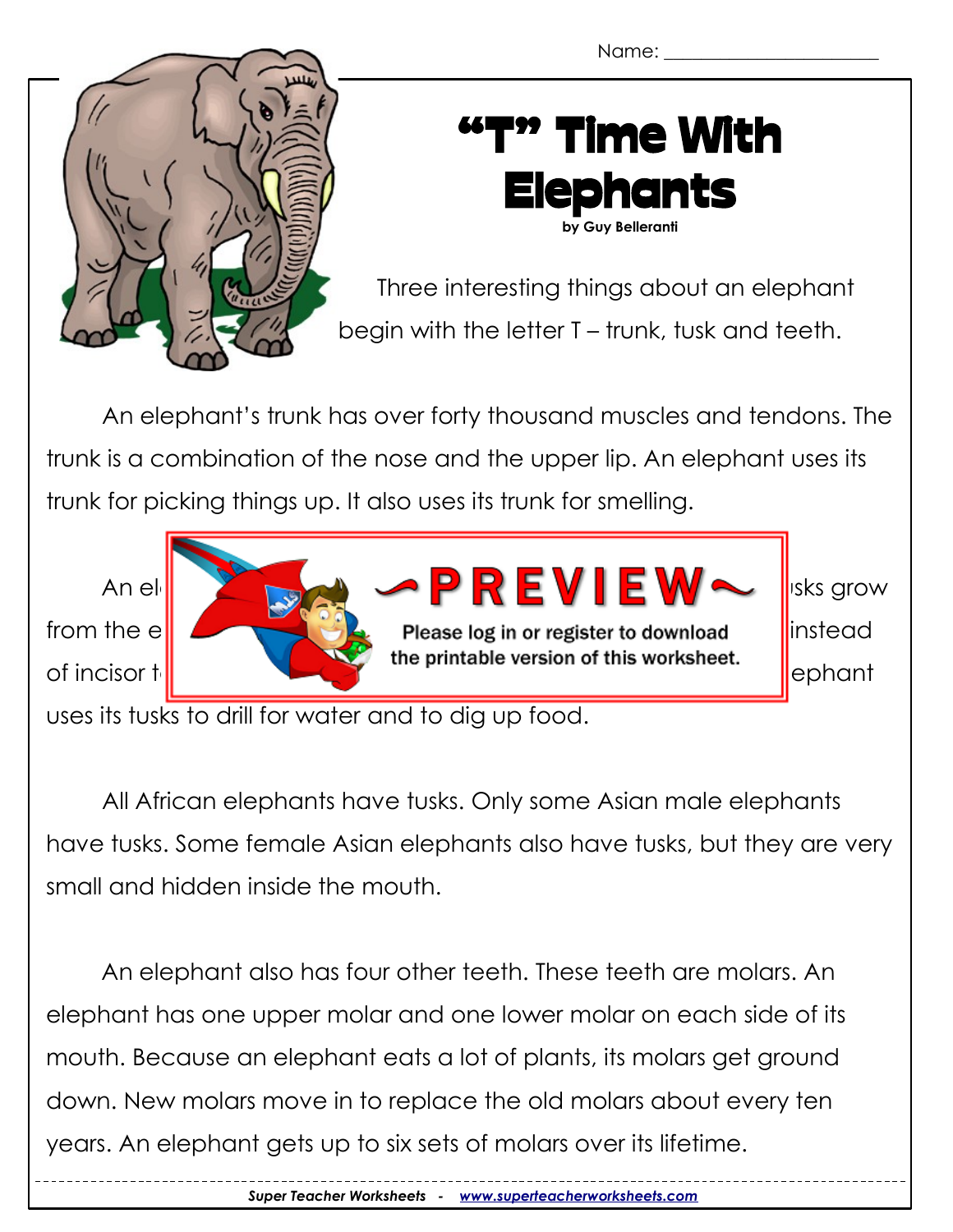Name: ______________________

# "T" Time With Elephants

by Guy Belleranti

Three interesting things about an elephant begin with the letter T – trunk, tusk and teeth.

An elephant's trunk has over forty thousand muscles and tendons. The trunk is a combination of the nose and the upper lip. An elephant uses its trunk for picking things up. It also uses its trunk for smelling.

An el[...]sks grow from the e[...] instead of incisor t[...]ephant uses its tusks to drill for water and to dig up food.

All African elephants have tusks. Only some Asian male elephants have tusks. Some female Asian elephants also have tusks, but they are very small and hidden inside the mouth.

An elephant also has four other teeth. These teeth are molars. An elephant has one upper molar and one lower molar on each side of its mouth. Because an elephant eats a lot of plants, its molars get ground down. New molars move in to replace the old molars about every ten years. An elephant gets up to six sets of molars over its lifetime.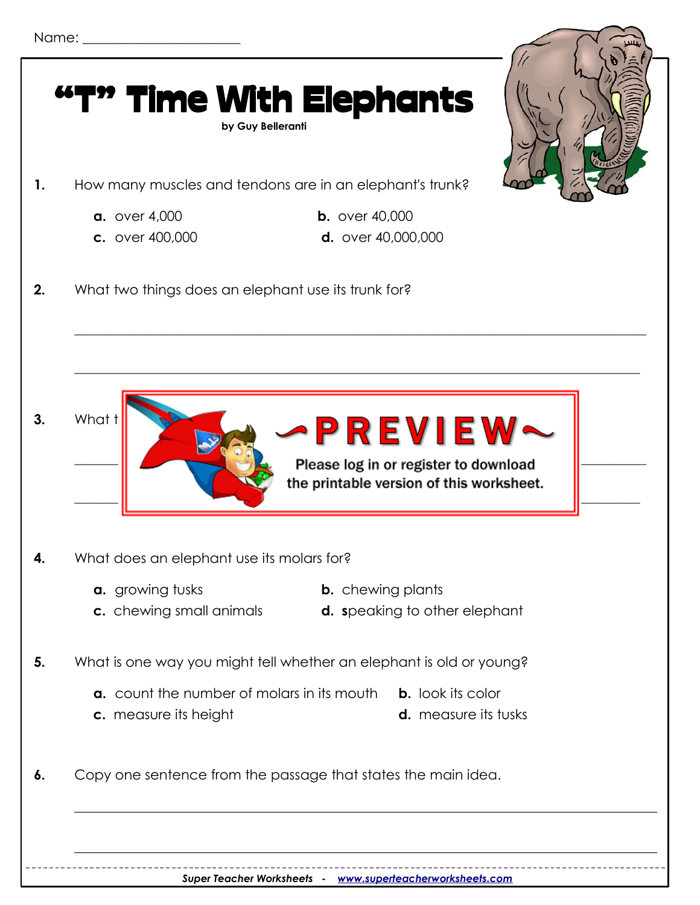Name: ______________________

# "T" Time With Elephants

by Guy Belleranti

**1.** How many muscles and tendons are in an elephant's trunk?

**a.** over 4,000
**b.** over 40,000
**c.** over 400,000
**d.** over 40,000,000

**2.** What two things does an elephant use its trunk for?

_______________________________________________________________

_______________________________________________________________

**3.** What t

~PREVIEW~

Please log in or register to download the printable version of this worksheet.

**4.** What does an elephant use its molars for?

**a.** growing tusks
**b.** chewing plants
**c.** chewing small animals
**d.** speaking to other elephant

**5.** What is one way you might tell whether an elephant is old or young?

**a.** count the number of molars in its mouth
**b.** look its color
**c.** measure its height
**d.** measure its tusks

**6.** Copy one sentence from the passage that states the main idea.

_______________________________________________________________

_______________________________________________________________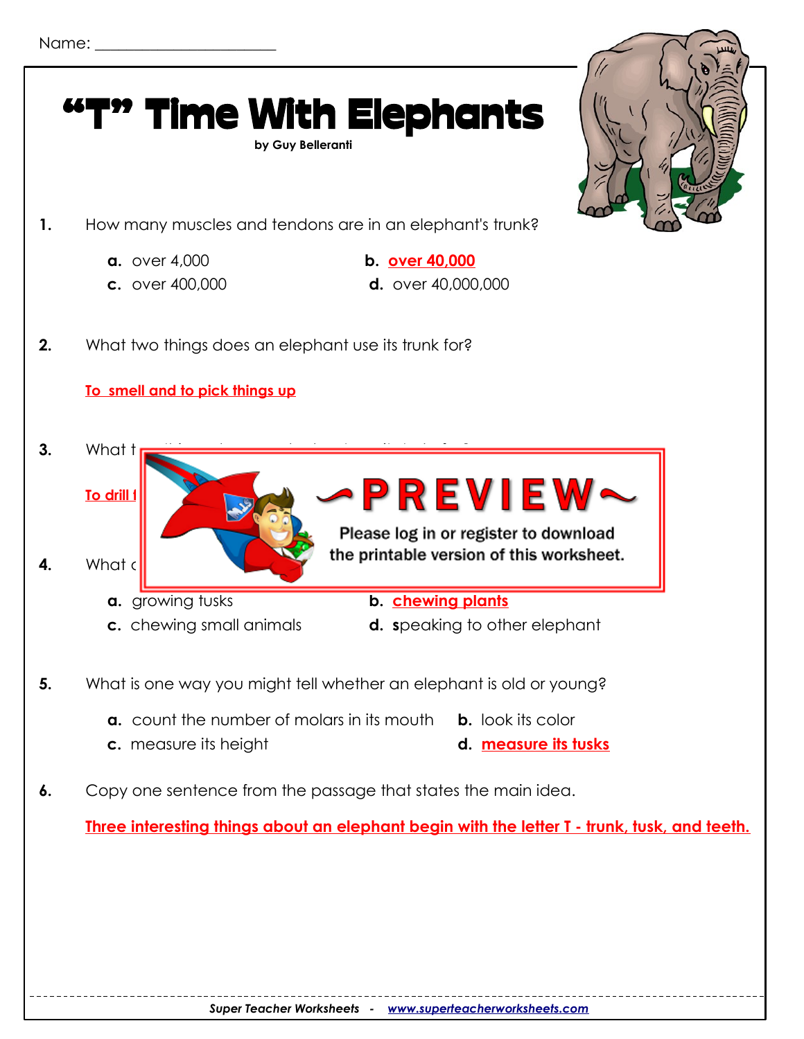Name: ______________________

# "T" Time With Elephants

**by Guy Belleranti**

**1.** How many muscles and tendons are in an elephant's trunk?

**a.** over 4,000 **b.** over 40,000
**c.** over 400,000 **d.** over 40,000,000

**2.** What two things does an elephant use its trunk for?

To smell and to pick things up

**3.** What t

To drill t

~PREVIEW~

Please log in or register to download the printable version of this worksheet.

**4.** What c

**a.** growing tusks **b.** chewing plants
**c.** chewing small animals **d.** speaking to other elephant

**5.** What is one way you might tell whether an elephant is old or young?

**a.** count the number of molars in its mouth **b.** look its color
**c.** measure its height **d.** measure its tusks

**6.** Copy one sentence from the passage that states the main idea.

Three interesting things about an elephant begin with the letter T - trunk, tusk, and teeth.

*Super Teacher Worksheets - www.superteacherworksheets.com*